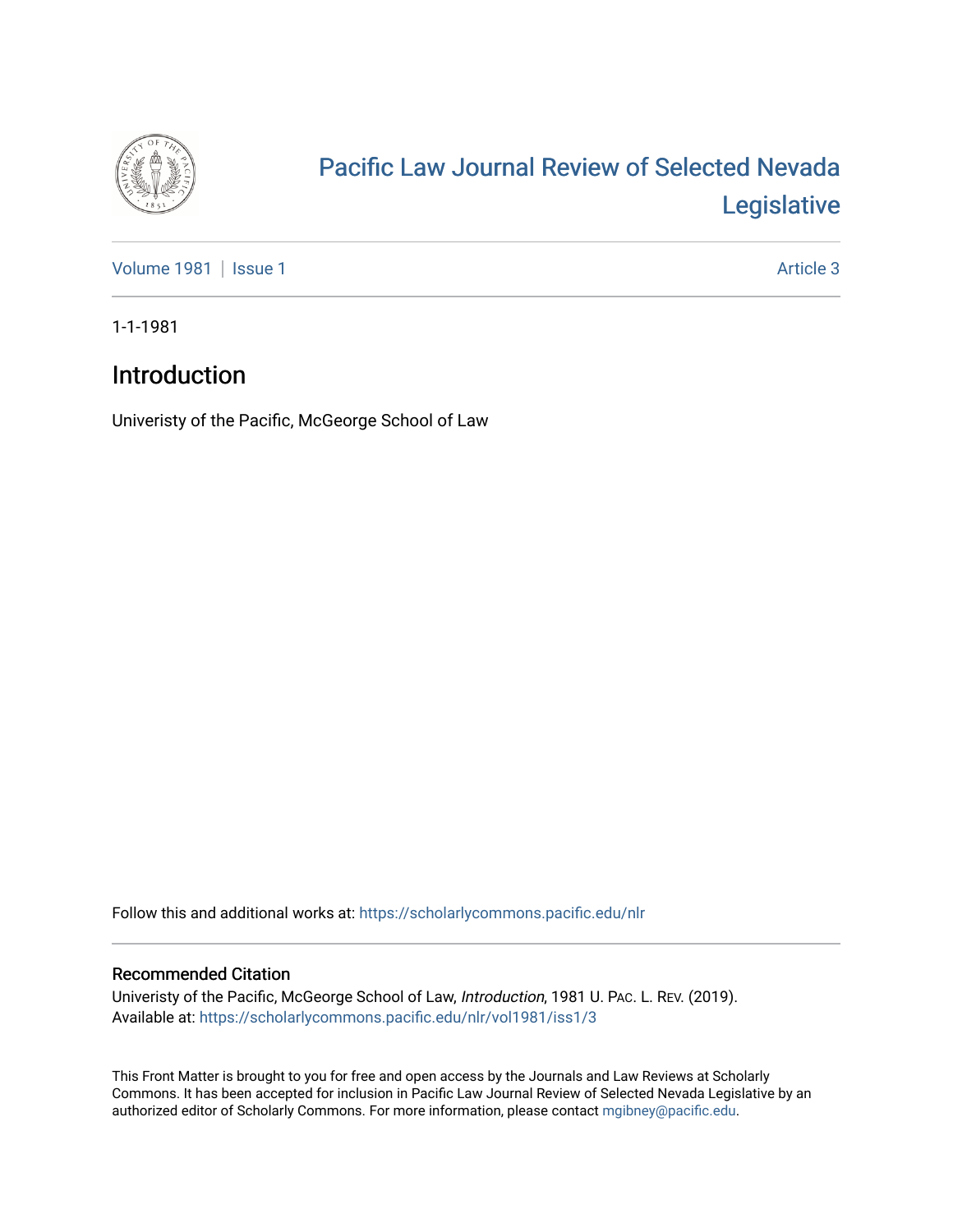# Pacific Law Journal Review of Selected Nevada Legislative

Volume 1981 | Issue 1 | Article 3

1-1-1981

## Introduction

Univeristy of the Pacific, McGeorge School of Law

Follow this and additional works at: https://scholarlycommons.pacific.edu/nlr

### Recommended Citation

Univeristy of the Pacific, McGeorge School of Law, *Introduction*, 1981 U. Pac. L. Rev. (2019).
Available at: https://scholarlycommons.pacific.edu/nlr/vol1981/iss1/3

This Front Matter is brought to you for free and open access by the Journals and Law Reviews at Scholarly Commons. It has been accepted for inclusion in Pacific Law Journal Review of Selected Nevada Legislative by an authorized editor of Scholarly Commons. For more information, please contact mgibney@pacific.edu.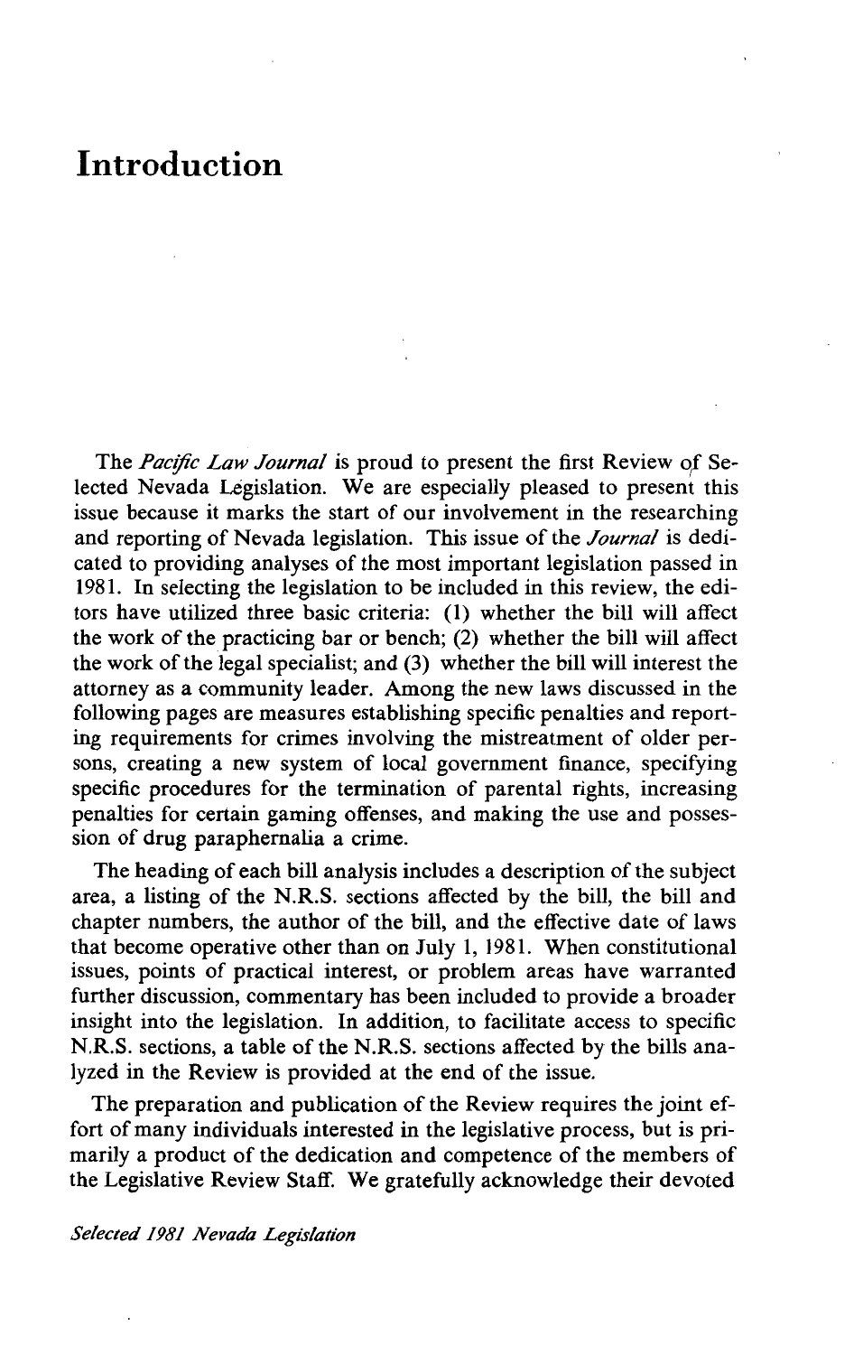# Introduction

The *Pacific Law Journal* is proud to present the first Review of Selected Nevada Legislation. We are especially pleased to present this issue because it marks the start of our involvement in the researching and reporting of Nevada legislation. This issue of the *Journal* is dedicated to providing analyses of the most important legislation passed in 1981. In selecting the legislation to be included in this review, the editors have utilized three basic criteria: (1) whether the bill will affect the work of the practicing bar or bench; (2) whether the bill will affect the work of the legal specialist; and (3) whether the bill will interest the attorney as a community leader. Among the new laws discussed in the following pages are measures establishing specific penalties and reporting requirements for crimes involving the mistreatment of older persons, creating a new system of local government finance, specifying specific procedures for the termination of parental rights, increasing penalties for certain gaming offenses, and making the use and possession of drug paraphernalia a crime.

The heading of each bill analysis includes a description of the subject area, a listing of the N.R.S. sections affected by the bill, the bill and chapter numbers, the author of the bill, and the effective date of laws that become operative other than on July 1, 1981. When constitutional issues, points of practical interest, or problem areas have warranted further discussion, commentary has been included to provide a broader insight into the legislation. In addition, to facilitate access to specific N.R.S. sections, a table of the N.R.S. sections affected by the bills analyzed in the Review is provided at the end of the issue.

The preparation and publication of the Review requires the joint effort of many individuals interested in the legislative process, but is primarily a product of the dedication and competence of the members of the Legislative Review Staff. We gratefully acknowledge their devoted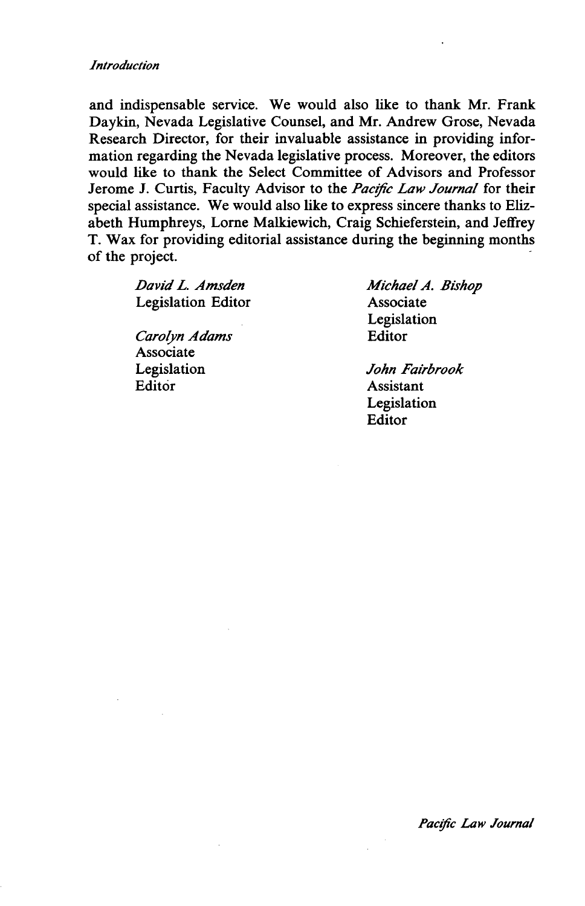and indispensable service. We would also like to thank Mr. Frank Daykin, Nevada Legislative Counsel, and Mr. Andrew Grose, Nevada Research Director, for their invaluable assistance in providing information regarding the Nevada legislative process. Moreover, the editors would like to thank the Select Committee of Advisors and Professor Jerome J. Curtis, Faculty Advisor to the *Pacific Law Journal* for their special assistance. We would also like to express sincere thanks to Elizabeth Humphreys, Lorne Malkiewich, Craig Schieferstein, and Jeffrey T. Wax for providing editorial assistance during the beginning months of the project.

*David L. Amsden*
Legislation Editor

*Carolyn Adams*
Associate
Legislation
Editor

*Michael A. Bishop*
Associate
Legislation
Editor

*John Fairbrook*
Assistant
Legislation
Editor